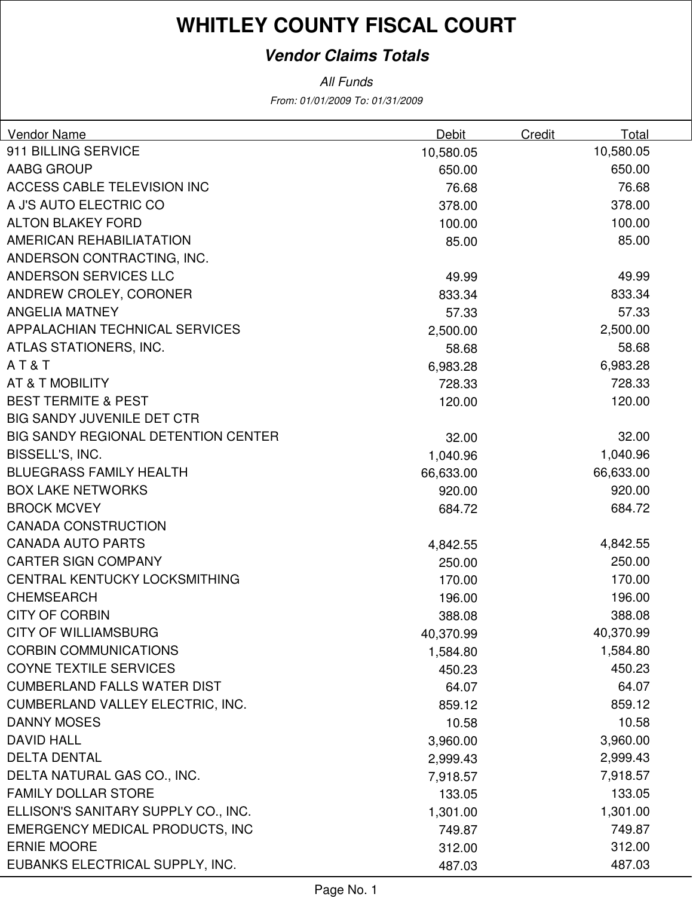# WHITLEY COUNTY FISCAL COURT

## *Vendor Claims Totals*

*All Funds*

*From: 01/01/2009 To: 01/31/2009*

| Vendor Name | Debit | Credit | Total |
|---|---|---|---|
| 911 BILLING SERVICE | 10,580.05 | | 10,580.05 |
| AABG GROUP | 650.00 | | 650.00 |
| ACCESS CABLE TELEVISION INC | 76.68 | | 76.68 |
| A J'S AUTO ELECTRIC CO | 378.00 | | 378.00 |
| ALTON BLAKEY FORD | 100.00 | | 100.00 |
| AMERICAN REHABILIATATION | 85.00 | | 85.00 |
| ANDERSON CONTRACTING, INC. | | | |
| ANDERSON SERVICES LLC | 49.99 | | 49.99 |
| ANDREW CROLEY, CORONER | 833.34 | | 833.34 |
| ANGELIA MATNEY | 57.33 | | 57.33 |
| APPALACHIAN TECHNICAL SERVICES | 2,500.00 | | 2,500.00 |
| ATLAS STATIONERS, INC. | 58.68 | | 58.68 |
| A T & T | 6,983.28 | | 6,983.28 |
| AT & T MOBILITY | 728.33 | | 728.33 |
| BEST TERMITE & PEST | 120.00 | | 120.00 |
| BIG SANDY JUVENILE DET CTR | | | |
| BIG SANDY REGIONAL DETENTION CENTER | 32.00 | | 32.00 |
| BISSELL'S, INC. | 1,040.96 | | 1,040.96 |
| BLUEGRASS FAMILY HEALTH | 66,633.00 | | 66,633.00 |
| BOX LAKE NETWORKS | 920.00 | | 920.00 |
| BROCK MCVEY | 684.72 | | 684.72 |
| CANADA CONSTRUCTION | | | |
| CANADA AUTO PARTS | 4,842.55 | | 4,842.55 |
| CARTER SIGN COMPANY | 250.00 | | 250.00 |
| CENTRAL KENTUCKY LOCKSMITHING | 170.00 | | 170.00 |
| CHEMSEARCH | 196.00 | | 196.00 |
| CITY OF CORBIN | 388.08 | | 388.08 |
| CITY OF WILLIAMSBURG | 40,370.99 | | 40,370.99 |
| CORBIN COMMUNICATIONS | 1,584.80 | | 1,584.80 |
| COYNE TEXTILE SERVICES | 450.23 | | 450.23 |
| CUMBERLAND FALLS WATER DIST | 64.07 | | 64.07 |
| CUMBERLAND VALLEY ELECTRIC, INC. | 859.12 | | 859.12 |
| DANNY MOSES | 10.58 | | 10.58 |
| DAVID HALL | 3,960.00 | | 3,960.00 |
| DELTA DENTAL | 2,999.43 | | 2,999.43 |
| DELTA NATURAL GAS CO., INC. | 7,918.57 | | 7,918.57 |
| FAMILY DOLLAR STORE | 133.05 | | 133.05 |
| ELLISON'S SANITARY SUPPLY CO., INC. | 1,301.00 | | 1,301.00 |
| EMERGENCY MEDICAL PRODUCTS, INC | 749.87 | | 749.87 |
| ERNIE MOORE | 312.00 | | 312.00 |
| EUBANKS ELECTRICAL SUPPLY, INC. | 487.03 | | 487.03 |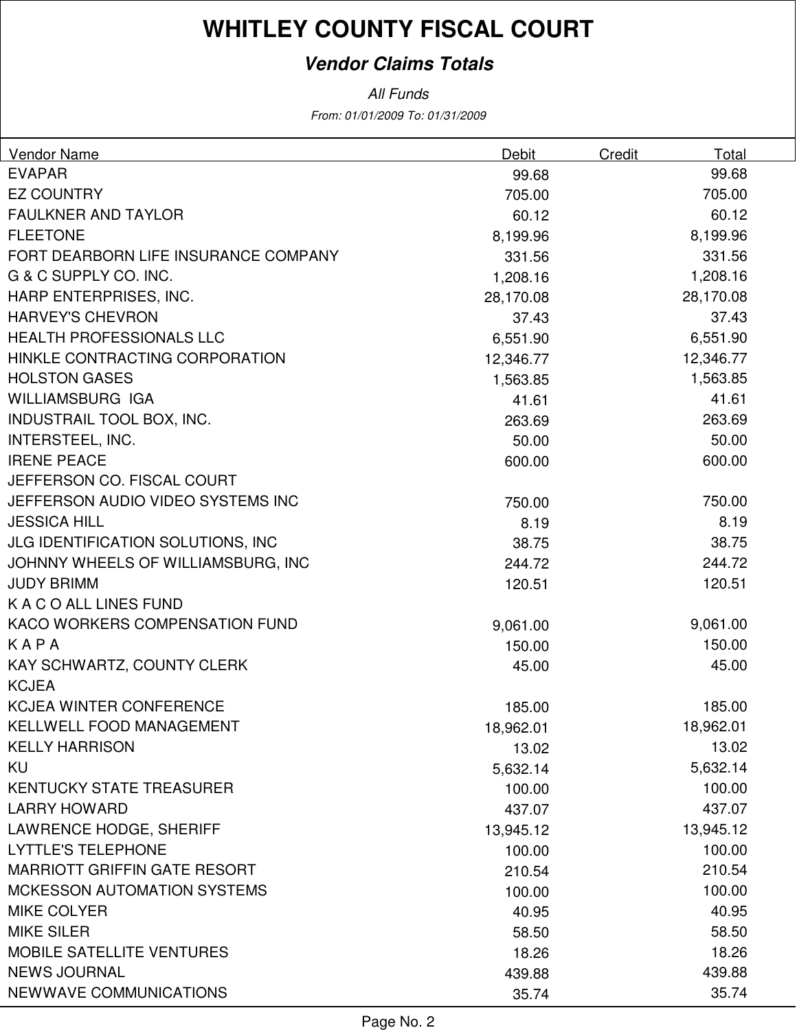# WHITLEY COUNTY FISCAL COURT

***Vendor Claims Totals***

*All Funds*

*From: 01/01/2009 To: 01/31/2009*

| Vendor Name | Debit | Credit | Total |
|---|---|---|---|
| EVAPAR | 99.68 | | 99.68 |
| EZ COUNTRY | 705.00 | | 705.00 |
| FAULKNER AND TAYLOR | 60.12 | | 60.12 |
| FLEETONE | 8,199.96 | | 8,199.96 |
| FORT DEARBORN LIFE INSURANCE COMPANY | 331.56 | | 331.56 |
| G & C SUPPLY CO. INC. | 1,208.16 | | 1,208.16 |
| HARP ENTERPRISES, INC. | 28,170.08 | | 28,170.08 |
| HARVEY'S CHEVRON | 37.43 | | 37.43 |
| HEALTH PROFESSIONALS LLC | 6,551.90 | | 6,551.90 |
| HINKLE CONTRACTING CORPORATION | 12,346.77 | | 12,346.77 |
| HOLSTON GASES | 1,563.85 | | 1,563.85 |
| WILLIAMSBURG IGA | 41.61 | | 41.61 |
| INDUSTRAIL TOOL BOX, INC. | 263.69 | | 263.69 |
| INTERSTEEL, INC. | 50.00 | | 50.00 |
| IRENE PEACE | 600.00 | | 600.00 |
| JEFFERSON CO. FISCAL COURT | | | |
| JEFFERSON AUDIO VIDEO SYSTEMS INC | 750.00 | | 750.00 |
| JESSICA HILL | 8.19 | | 8.19 |
| JLG IDENTIFICATION SOLUTIONS, INC | 38.75 | | 38.75 |
| JOHNNY WHEELS OF WILLIAMSBURG, INC | 244.72 | | 244.72 |
| JUDY BRIMM | 120.51 | | 120.51 |
| K A C O ALL LINES FUND | | | |
| KACO WORKERS COMPENSATION FUND | 9,061.00 | | 9,061.00 |
| K A P A | 150.00 | | 150.00 |
| KAY SCHWARTZ, COUNTY CLERK | 45.00 | | 45.00 |
| KCJEA | | | |
| KCJEA WINTER CONFERENCE | 185.00 | | 185.00 |
| KELLWELL FOOD MANAGEMENT | 18,962.01 | | 18,962.01 |
| KELLY HARRISON | 13.02 | | 13.02 |
| KU | 5,632.14 | | 5,632.14 |
| KENTUCKY STATE TREASURER | 100.00 | | 100.00 |
| LARRY HOWARD | 437.07 | | 437.07 |
| LAWRENCE HODGE, SHERIFF | 13,945.12 | | 13,945.12 |
| LYTTLE'S TELEPHONE | 100.00 | | 100.00 |
| MARRIOTT GRIFFIN GATE RESORT | 210.54 | | 210.54 |
| MCKESSON AUTOMATION SYSTEMS | 100.00 | | 100.00 |
| MIKE COLYER | 40.95 | | 40.95 |
| MIKE SILER | 58.50 | | 58.50 |
| MOBILE SATELLITE VENTURES | 18.26 | | 18.26 |
| NEWS JOURNAL | 439.88 | | 439.88 |
| NEWWAVE COMMUNICATIONS | 35.74 | | 35.74 |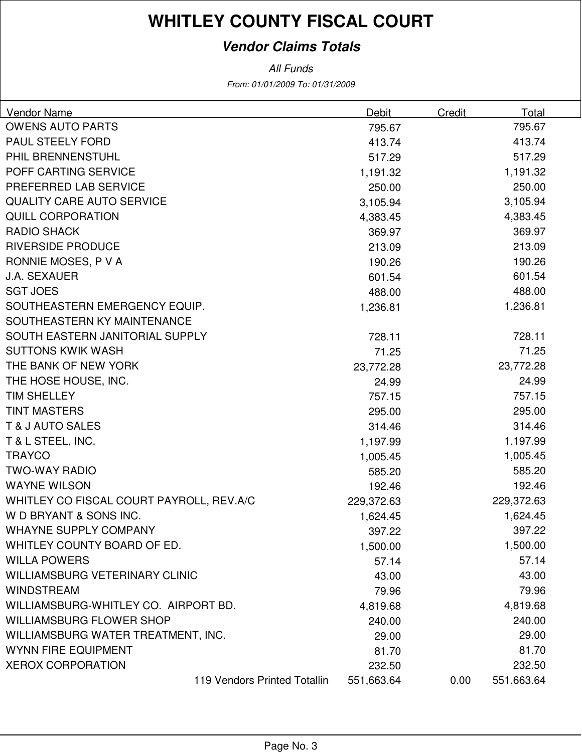# WHITLEY COUNTY FISCAL COURT

***Vendor Claims Totals***

*All Funds*

*From: 01/01/2009 To: 01/31/2009*

| Vendor Name | Debit | Credit | Total |
|---|---|---|---|
| OWENS AUTO PARTS | 795.67 | | 795.67 |
| PAUL STEELY FORD | 413.74 | | 413.74 |
| PHIL BRENNENSTUHL | 517.29 | | 517.29 |
| POFF CARTING SERVICE | 1,191.32 | | 1,191.32 |
| PREFERRED LAB SERVICE | 250.00 | | 250.00 |
| QUALITY CARE AUTO SERVICE | 3,105.94 | | 3,105.94 |
| QUILL CORPORATION | 4,383.45 | | 4,383.45 |
| RADIO SHACK | 369.97 | | 369.97 |
| RIVERSIDE PRODUCE | 213.09 | | 213.09 |
| RONNIE MOSES, P V A | 190.26 | | 190.26 |
| J.A. SEXAUER | 601.54 | | 601.54 |
| SGT JOES | 488.00 | | 488.00 |
| SOUTHEASTERN EMERGENCY EQUIP. | 1,236.81 | | 1,236.81 |
| SOUTHEASTERN KY MAINTENANCE | | | |
| SOUTH EASTERN JANITORIAL SUPPLY | 728.11 | | 728.11 |
| SUTTONS KWIK WASH | 71.25 | | 71.25 |
| THE BANK OF NEW YORK | 23,772.28 | | 23,772.28 |
| THE HOSE HOUSE, INC. | 24.99 | | 24.99 |
| TIM SHELLEY | 757.15 | | 757.15 |
| TINT MASTERS | 295.00 | | 295.00 |
| T & J AUTO SALES | 314.46 | | 314.46 |
| T & L STEEL, INC. | 1,197.99 | | 1,197.99 |
| TRAYCO | 1,005.45 | | 1,005.45 |
| TWO-WAY RADIO | 585.20 | | 585.20 |
| WAYNE WILSON | 192.46 | | 192.46 |
| WHITLEY CO FISCAL COURT PAYROLL, REV.A/C | 229,372.63 | | 229,372.63 |
| W D BRYANT & SONS INC. | 1,624.45 | | 1,624.45 |
| WHAYNE SUPPLY COMPANY | 397.22 | | 397.22 |
| WHITLEY COUNTY BOARD OF ED. | 1,500.00 | | 1,500.00 |
| WILLA POWERS | 57.14 | | 57.14 |
| WILLIAMSBURG VETERINARY CLINIC | 43.00 | | 43.00 |
| WINDSTREAM | 79.96 | | 79.96 |
| WILLIAMSBURG-WHITLEY CO. AIRPORT BD. | 4,819.68 | | 4,819.68 |
| WILLIAMSBURG FLOWER SHOP | 240.00 | | 240.00 |
| WILLIAMSBURG WATER TREATMENT, INC. | 29.00 | | 29.00 |
| WYNN FIRE EQUIPMENT | 81.70 | | 81.70 |
| XEROX CORPORATION | 232.50 | | 232.50 |
| 119 Vendors Printed Totallin | 551,663.64 | 0.00 | 551,663.64 |